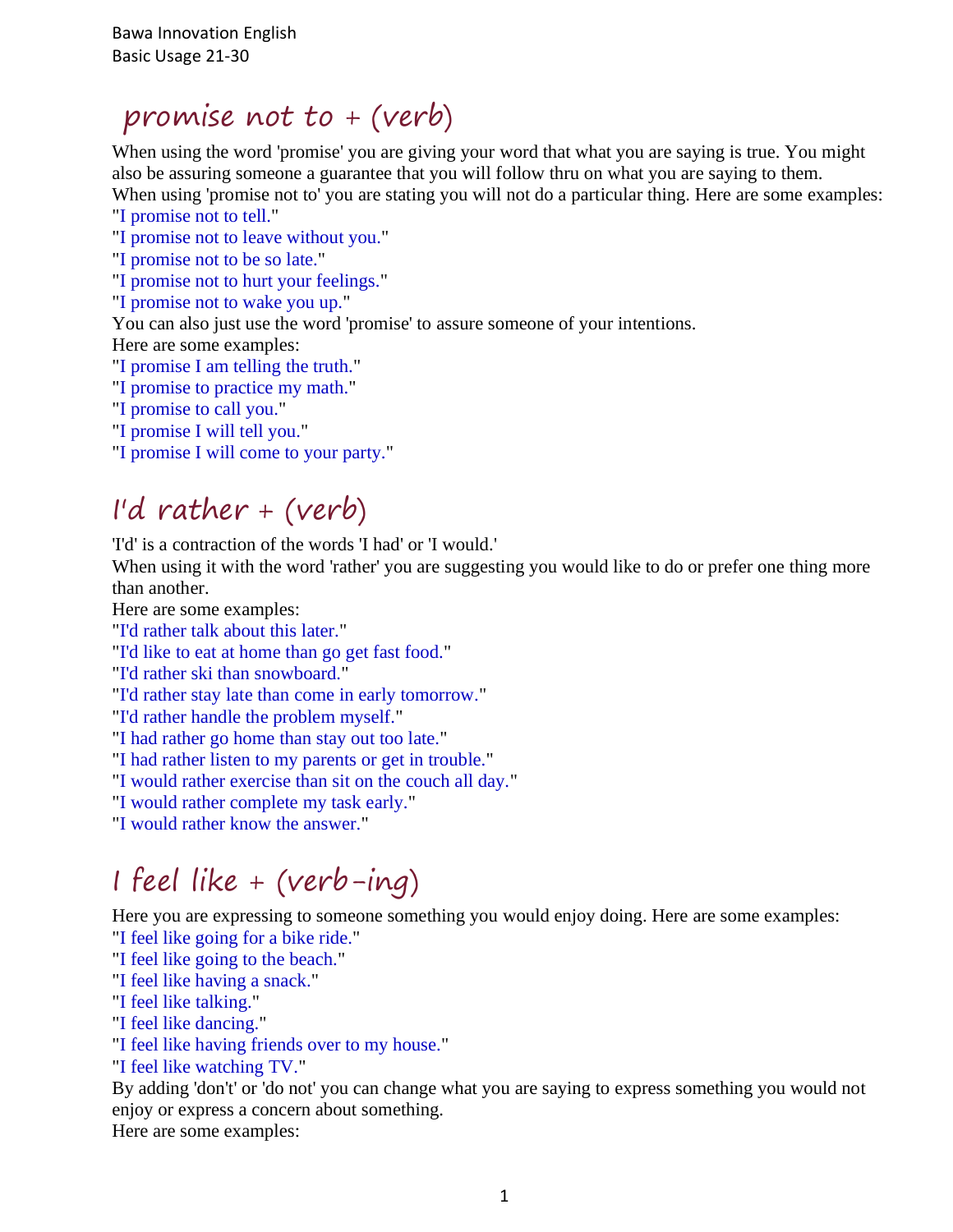Bawa Innovation English
Basic Usage 21-30

## promise not to + (verb)

When using the word 'promise' you are giving your word that what you are saying is true. You might also be assuring someone a guarantee that you will follow thru on what you are saying to them.
When using 'promise not to' you are stating you will not do a particular thing. Here are some examples:
"I promise not to tell."
"I promise not to leave without you."
"I promise not to be so late."
"I promise not to hurt your feelings."
"I promise not to wake you up."
You can also just use the word 'promise' to assure someone of your intentions.
Here are some examples:
"I promise I am telling the truth."
"I promise to practice my math."
"I promise to call you."
"I promise I will tell you."
"I promise I will come to your party."

## I'd rather + (verb)

'I'd' is a contraction of the words 'I had' or 'I would.'
When using it with the word 'rather' you are suggesting you would like to do or prefer one thing more than another.
Here are some examples:
"I'd rather talk about this later."
"I'd like to eat at home than go get fast food."
"I'd rather ski than snowboard."
"I'd rather stay late than come in early tomorrow."
"I'd rather handle the problem myself."
"I had rather go home than stay out too late."
"I had rather listen to my parents or get in trouble."
"I would rather exercise than sit on the couch all day."
"I would rather complete my task early."
"I would rather know the answer."

## I feel like + (verb-ing)

Here you are expressing to someone something you would enjoy doing. Here are some examples:
"I feel like going for a bike ride."
"I feel like going to the beach."
"I feel like having a snack."
"I feel like talking."
"I feel like dancing."
"I feel like having friends over to my house."
"I feel like watching TV."
By adding 'don't' or 'do not' you can change what you are saying to express something you would not enjoy or express a concern about something.
Here are some examples: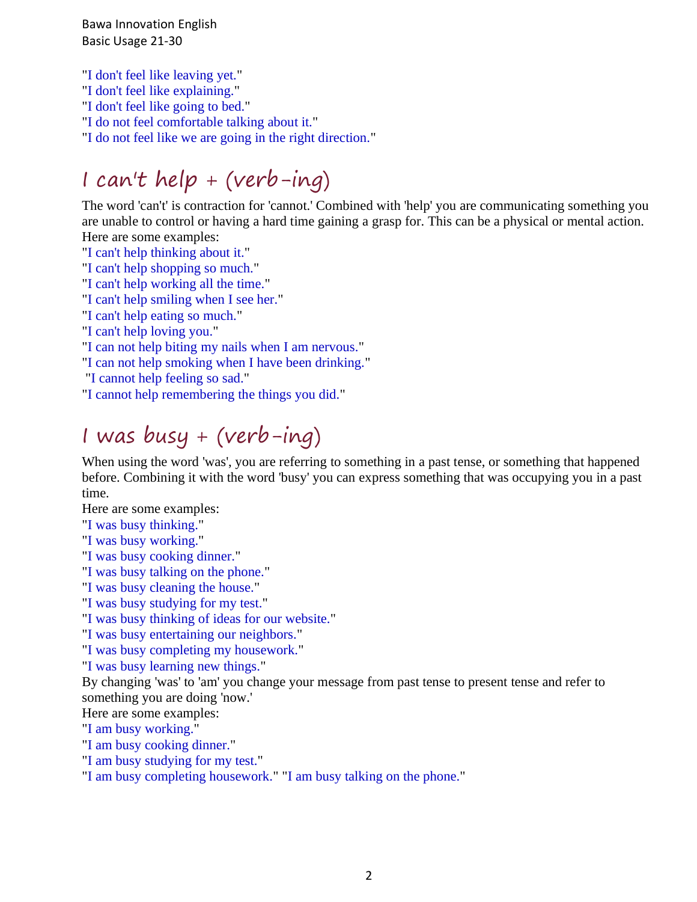"I don't feel like leaving yet."
"I don't feel like explaining."
"I don't feel like going to bed."
"I do not feel comfortable talking about it."
"I do not feel like we are going in the right direction."

## I can't help + (verb-ing)

The word 'can't' is contraction for 'cannot.' Combined with 'help' you are communicating something you are unable to control or having a hard time gaining a grasp for. This can be a physical or mental action.
Here are some examples:
"I can't help thinking about it."
"I can't help shopping so much."
"I can't help working all the time."
"I can't help smiling when I see her."
"I can't help eating so much."
"I can't help loving you."
"I can not help biting my nails when I am nervous."
"I can not help smoking when I have been drinking."
"I cannot help feeling so sad."
"I cannot help remembering the things you did."

## I was busy + (verb-ing)

When using the word 'was', you are referring to something in a past tense, or something that happened before. Combining it with the word 'busy' you can express something that was occupying you in a past time.
Here are some examples:
"I was busy thinking."
"I was busy working."
"I was busy cooking dinner."
"I was busy talking on the phone."
"I was busy cleaning the house."
"I was busy studying for my test."
"I was busy thinking of ideas for our website."
"I was busy entertaining our neighbors."
"I was busy completing my housework."
"I was busy learning new things."
By changing 'was' to 'am' you change your message from past tense to present tense and refer to something you are doing 'now.'
Here are some examples:
"I am busy working."
"I am busy cooking dinner."
"I am busy studying for my test."
"I am busy completing housework." "I am busy talking on the phone."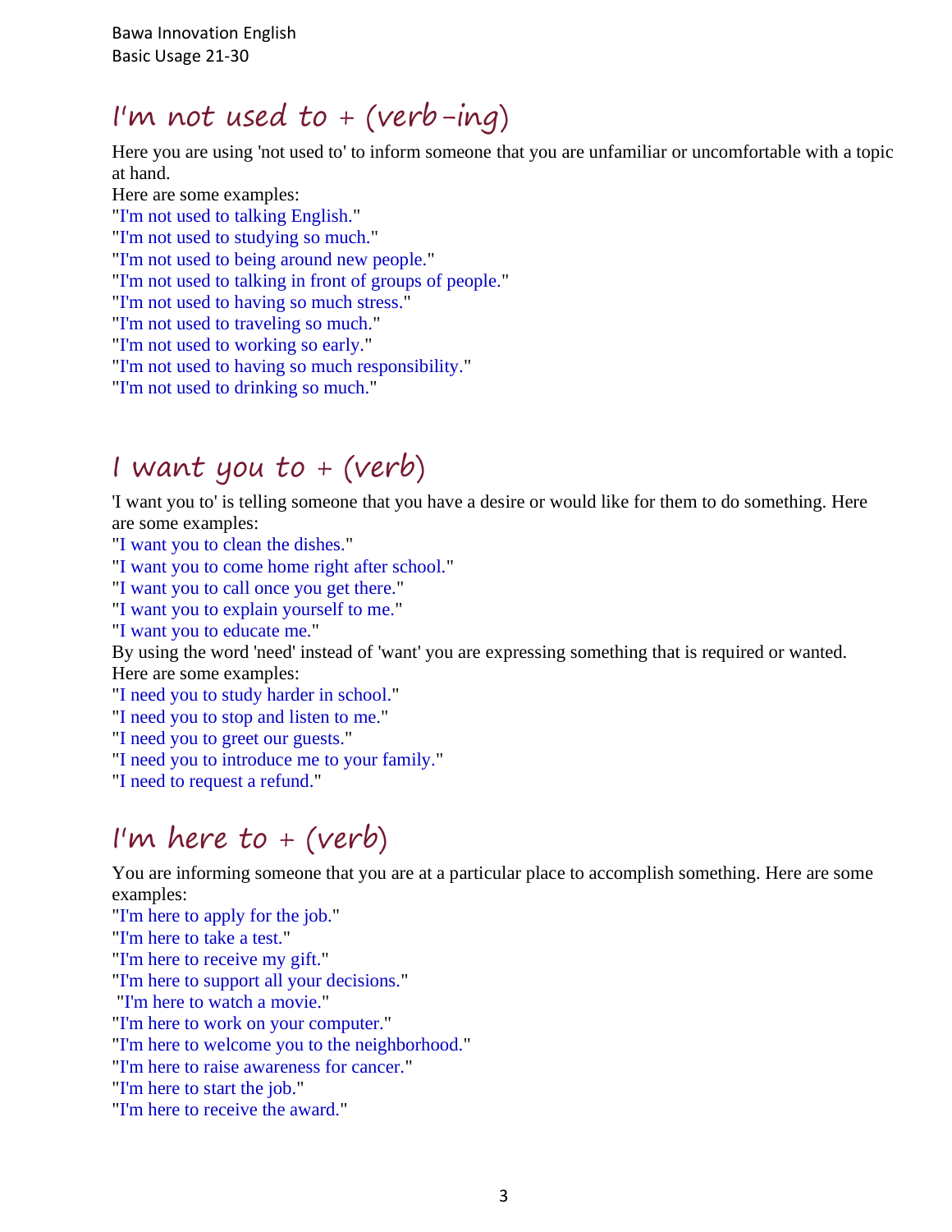# I'm not used to + (verb-ing)

Here you are using 'not used to' to inform someone that you are unfamiliar or uncomfortable with a topic at hand.

Here are some examples:

"I'm not used to talking English."
"I'm not used to studying so much."
"I'm not used to being around new people."
"I'm not used to talking in front of groups of people."
"I'm not used to having so much stress."
"I'm not used to traveling so much."
"I'm not used to working so early."
"I'm not used to having so much responsibility."
"I'm not used to drinking so much."

# I want you to + (verb)

'I want you to' is telling someone that you have a desire or would like for them to do something. Here are some examples:

"I want you to clean the dishes."
"I want you to come home right after school."
"I want you to call once you get there."
"I want you to explain yourself to me."
"I want you to educate me."

By using the word 'need' instead of 'want' you are expressing something that is required or wanted. Here are some examples:

"I need you to study harder in school."
"I need you to stop and listen to me."
"I need you to greet our guests."
"I need you to introduce me to your family."
"I need to request a refund."

# I'm here to + (verb)

You are informing someone that you are at a particular place to accomplish something. Here are some examples:

"I'm here to apply for the job."
"I'm here to take a test."
"I'm here to receive my gift."
"I'm here to support all your decisions."
"I'm here to watch a movie."
"I'm here to work on your computer."
"I'm here to welcome you to the neighborhood."
"I'm here to raise awareness for cancer."
"I'm here to start the job."
"I'm here to receive the award."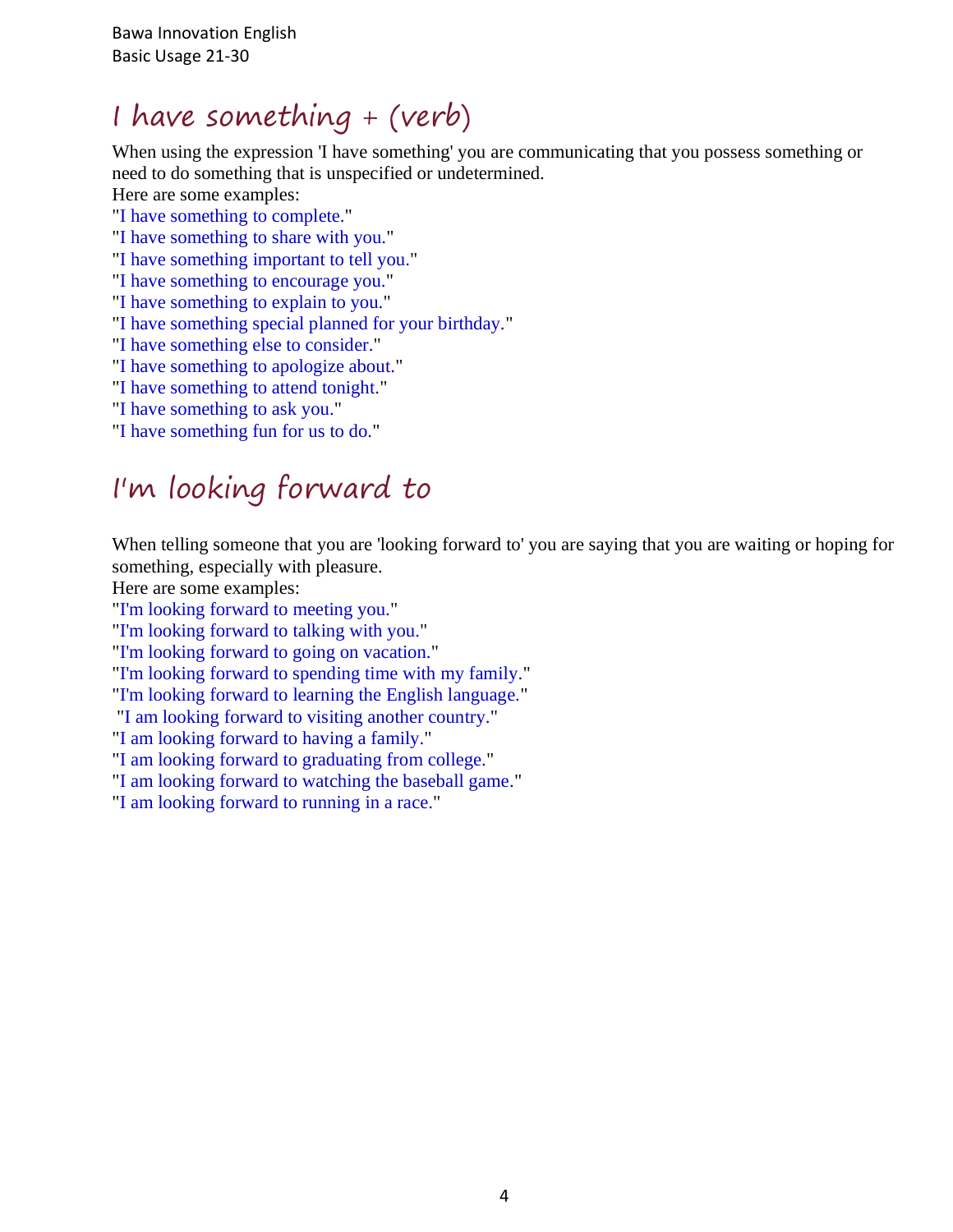## I have something + (verb)

When using the expression 'I have something' you are communicating that you possess something or need to do something that is unspecified or undetermined.

Here are some examples:

"I have something to complete."
"I have something to share with you."
"I have something important to tell you."
"I have something to encourage you."
"I have something to explain to you."
"I have something special planned for your birthday."
"I have something else to consider."
"I have something to apologize about."
"I have something to attend tonight."
"I have something to ask you."
"I have something fun for us to do."

## I'm looking forward to

When telling someone that you are 'looking forward to' you are saying that you are waiting or hoping for something, especially with pleasure.

Here are some examples:

"I'm looking forward to meeting you."
"I'm looking forward to talking with you."
"I'm looking forward to going on vacation."
"I'm looking forward to spending time with my family."
"I'm looking forward to learning the English language."
"I am looking forward to visiting another country."
"I am looking forward to having a family."
"I am looking forward to graduating from college."
"I am looking forward to watching the baseball game."
"I am looking forward to running in a race."